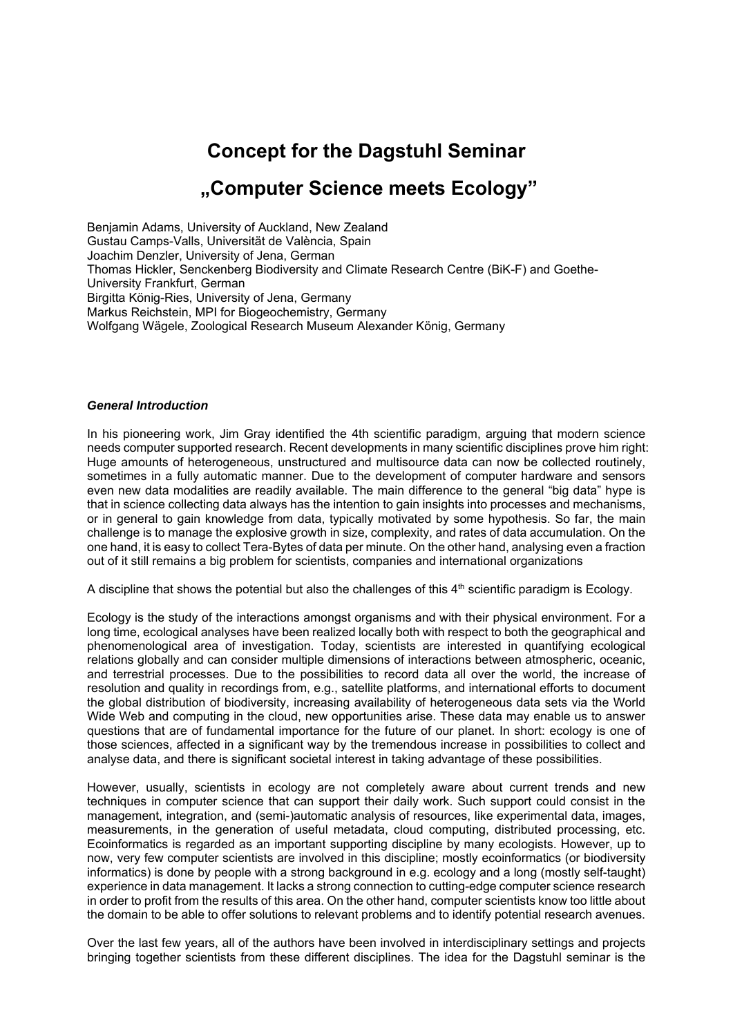# Concept for the Dagstuhl Seminar

# „Computer Science meets Ecology"

Benjamin Adams, University of Auckland, New Zealand
Gustau Camps-Valls, Universität de València, Spain
Joachim Denzler, University of Jena, German
Thomas Hickler, Senckenberg Biodiversity and Climate Research Centre (BiK-F) and Goethe-University Frankfurt, German
Birgitta König-Ries, University of Jena, Germany
Markus Reichstein, MPI for Biogeochemistry, Germany
Wolfgang Wägele, Zoological Research Museum Alexander König, Germany

***General Introduction***

In his pioneering work, Jim Gray identified the 4th scientific paradigm, arguing that modern science needs computer supported research. Recent developments in many scientific disciplines prove him right: Huge amounts of heterogeneous, unstructured and multisource data can now be collected routinely, sometimes in a fully automatic manner. Due to the development of computer hardware and sensors even new data modalities are readily available. The main difference to the general "big data" hype is that in science collecting data always has the intention to gain insights into processes and mechanisms, or in general to gain knowledge from data, typically motivated by some hypothesis. So far, the main challenge is to manage the explosive growth in size, complexity, and rates of data accumulation. On the one hand, it is easy to collect Tera-Bytes of data per minute. On the other hand, analysing even a fraction out of it still remains a big problem for scientists, companies and international organizations

A discipline that shows the potential but also the challenges of this 4th scientific paradigm is Ecology.

Ecology is the study of the interactions amongst organisms and with their physical environment. For a long time, ecological analyses have been realized locally both with respect to both the geographical and phenomenological area of investigation. Today, scientists are interested in quantifying ecological relations globally and can consider multiple dimensions of interactions between atmospheric, oceanic, and terrestrial processes. Due to the possibilities to record data all over the world, the increase of resolution and quality in recordings from, e.g., satellite platforms, and international efforts to document the global distribution of biodiversity, increasing availability of heterogeneous data sets via the World Wide Web and computing in the cloud, new opportunities arise. These data may enable us to answer questions that are of fundamental importance for the future of our planet. In short: ecology is one of those sciences, affected in a significant way by the tremendous increase in possibilities to collect and analyse data, and there is significant societal interest in taking advantage of these possibilities.

However, usually, scientists in ecology are not completely aware about current trends and new techniques in computer science that can support their daily work. Such support could consist in the management, integration, and (semi-)automatic analysis of resources, like experimental data, images, measurements, in the generation of useful metadata, cloud computing, distributed processing, etc. Ecoinformatics is regarded as an important supporting discipline by many ecologists. However, up to now, very few computer scientists are involved in this discipline; mostly ecoinformatics (or biodiversity informatics) is done by people with a strong background in e.g. ecology and a long (mostly self-taught) experience in data management. It lacks a strong connection to cutting-edge computer science research in order to profit from the results of this area. On the other hand, computer scientists know too little about the domain to be able to offer solutions to relevant problems and to identify potential research avenues.

Over the last few years, all of the authors have been involved in interdisciplinary settings and projects bringing together scientists from these different disciplines. The idea for the Dagstuhl seminar is the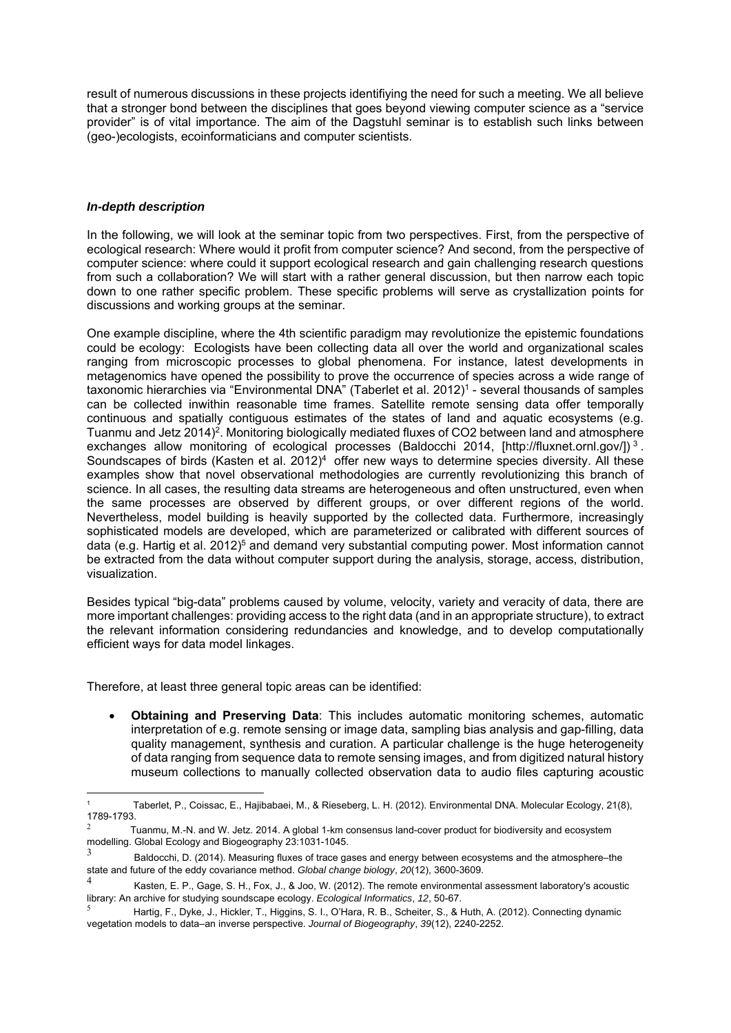result of numerous discussions in these projects identifiying the need for such a meeting. We all believe that a stronger bond between the disciplines that goes beyond viewing computer science as a "service provider" is of vital importance. The aim of the Dagstuhl seminar is to establish such links between (geo-)ecologists, ecoinformaticians and computer scientists.

### *In-depth description*

In the following, we will look at the seminar topic from two perspectives. First, from the perspective of ecological research: Where would it profit from computer science? And second, from the perspective of computer science: where could it support ecological research and gain challenging research questions from such a collaboration? We will start with a rather general discussion, but then narrow each topic down to one rather specific problem. These specific problems will serve as crystallization points for discussions and working groups at the seminar.

One example discipline, where the 4th scientific paradigm may revolutionize the epistemic foundations could be ecology: Ecologists have been collecting data all over the world and organizational scales ranging from microscopic processes to global phenomena. For instance, latest developments in metagenomics have opened the possibility to prove the occurrence of species across a wide range of taxonomic hierarchies via "Environmental DNA" (Taberlet et al. 2012)[1] - several thousands of samples can be collected inwithin reasonable time frames. Satellite remote sensing data offer temporally continuous and spatially contiguous estimates of the states of land and aquatic ecosystems (e.g. Tuanmu and Jetz 2014)[2]. Monitoring biologically mediated fluxes of $CO_2$ between land and atmosphere exchanges allow monitoring of ecological processes (Baldocchi 2014, [http://fluxnet.ornl.gov/])[3]. Soundscapes of birds (Kasten et al. 2012)[4] offer new ways to determine species diversity. All these examples show that novel observational methodologies are currently revolutionizing this branch of science. In all cases, the resulting data streams are heterogeneous and often unstructured, even when the same processes are observed by different groups, or over different regions of the world. Nevertheless, model building is heavily supported by the collected data. Furthermore, increasingly sophisticated models are developed, which are parameterized or calibrated with different sources of data (e.g. Hartig et al. 2012)[5] and demand very substantial computing power. Most information cannot be extracted from the data without computer support during the analysis, storage, access, distribution, visualization.

Besides typical "big-data" problems caused by volume, velocity, variety and veracity of data, there are more important challenges: providing access to the right data (and in an appropriate structure), to extract the relevant information considering redundancies and knowledge, and to develop computationally efficient ways for data model linkages.

Therefore, at least three general topic areas can be identified:

- **Obtaining and Preserving Data**: This includes automatic monitoring schemes, automatic interpretation of e.g. remote sensing or image data, sampling bias analysis and gap-filling, data quality management, synthesis and curation. A particular challenge is the huge heterogeneity of data ranging from sequence data to remote sensing images, and from digitized natural history museum collections to manually collected observation data to audio files capturing acoustic

---

[1] Taberlet, P., Coissac, E., Hajibabaei, M., & Rieseberg, L. H. (2012). Environmental DNA. Molecular Ecology, 21(8), 1789-1793.

[2] Tuanmu, M.-N. and W. Jetz. 2014. A global 1-km consensus land-cover product for biodiversity and ecosystem modelling. Global Ecology and Biogeography 23:1031-1045.

[3] Baldocchi, D. (2014). Measuring fluxes of trace gases and energy between ecosystems and the atmosphere–the state and future of the eddy covariance method. *Global change biology*, *20*(12), 3600-3609.

[4] Kasten, E. P., Gage, S. H., Fox, J., & Joo, W. (2012). The remote environmental assessment laboratory's acoustic library: An archive for studying soundscape ecology. *Ecological Informatics*, *12*, 50-67.

[5] Hartig, F., Dyke, J., Hickler, T., Higgins, S. I., O'Hara, R. B., Scheiter, S., & Huth, A. (2012). Connecting dynamic vegetation models to data–an inverse perspective. *Journal of Biogeography*, *39*(12), 2240-2252.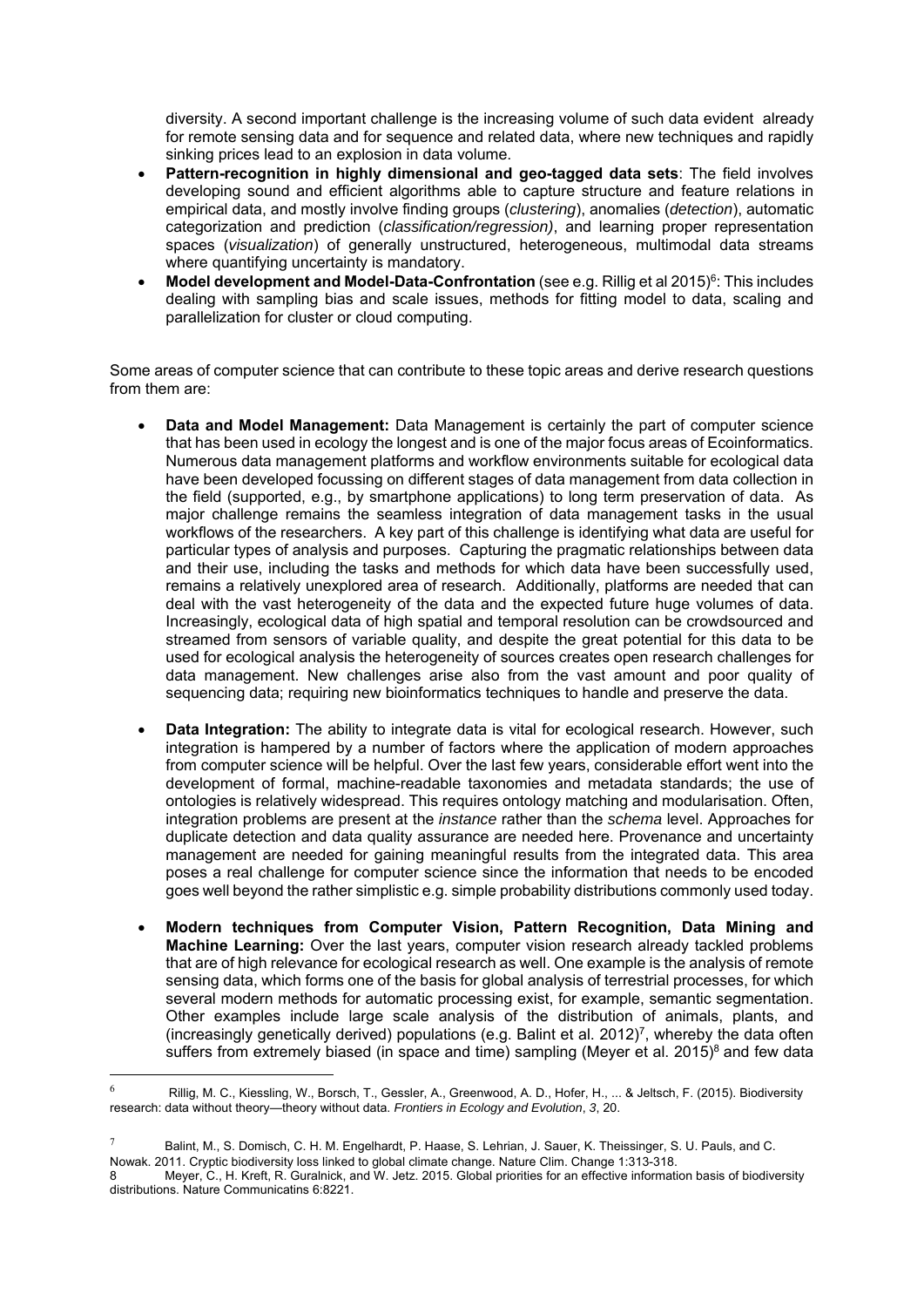diversity. A second important challenge is the increasing volume of such data evident already for remote sensing data and for sequence and related data, where new techniques and rapidly sinking prices lead to an explosion in data volume.

- **Pattern-recognition in highly dimensional and geo-tagged data sets**: The field involves developing sound and efficient algorithms able to capture structure and feature relations in empirical data, and mostly involve finding groups (*clustering*), anomalies (*detection*), automatic categorization and prediction (*classification/regression)*, and learning proper representation spaces (*visualization*) of generally unstructured, heterogeneous, multimodal data streams where quantifying uncertainty is mandatory.
- **Model development and Model-Data-Confrontation** (see e.g. Rillig et al 2015)[6]: This includes dealing with sampling bias and scale issues, methods for fitting model to data, scaling and parallelization for cluster or cloud computing.

Some areas of computer science that can contribute to these topic areas and derive research questions from them are:

- **Data and Model Management:** Data Management is certainly the part of computer science that has been used in ecology the longest and is one of the major focus areas of Ecoinformatics. Numerous data management platforms and workflow environments suitable for ecological data have been developed focussing on different stages of data management from data collection in the field (supported, e.g., by smartphone applications) to long term preservation of data. As major challenge remains the seamless integration of data management tasks in the usual workflows of the researchers. A key part of this challenge is identifying what data are useful for particular types of analysis and purposes. Capturing the pragmatic relationships between data and their use, including the tasks and methods for which data have been successfully used, remains a relatively unexplored area of research. Additionally, platforms are needed that can deal with the vast heterogeneity of the data and the expected future huge volumes of data. Increasingly, ecological data of high spatial and temporal resolution can be crowdsourced and streamed from sensors of variable quality, and despite the great potential for this data to be used for ecological analysis the heterogeneity of sources creates open research challenges for data management. New challenges arise also from the vast amount and poor quality of sequencing data; requiring new bioinformatics techniques to handle and preserve the data.

- **Data Integration:** The ability to integrate data is vital for ecological research. However, such integration is hampered by a number of factors where the application of modern approaches from computer science will be helpful. Over the last few years, considerable effort went into the development of formal, machine-readable taxonomies and metadata standards; the use of ontologies is relatively widespread. This requires ontology matching and modularisation. Often, integration problems are present at the *instance* rather than the *schema* level. Approaches for duplicate detection and data quality assurance are needed here. Provenance and uncertainty management are needed for gaining meaningful results from the integrated data. This area poses a real challenge for computer science since the information that needs to be encoded goes well beyond the rather simplistic e.g. simple probability distributions commonly used today.

- **Modern techniques from Computer Vision, Pattern Recognition, Data Mining and Machine Learning:** Over the last years, computer vision research already tackled problems that are of high relevance for ecological research as well. One example is the analysis of remote sensing data, which forms one of the basis for global analysis of terrestrial processes, for which several modern methods for automatic processing exist, for example, semantic segmentation. Other examples include large scale analysis of the distribution of animals, plants, and (increasingly genetically derived) populations (e.g. Balint et al. 2012)[7], whereby the data often suffers from extremely biased (in space and time) sampling (Meyer et al. 2015)[8] and few data

---

[6] Rillig, M. C., Kiessling, W., Borsch, T., Gessler, A., Greenwood, A. D., Hofer, H., ... & Jeltsch, F. (2015). Biodiversity research: data without theory—theory without data. *Frontiers in Ecology and Evolution*, *3*, 20.

[7] Balint, M., S. Domisch, C. H. M. Engelhardt, P. Haase, S. Lehrian, J. Sauer, K. Theissinger, S. U. Pauls, and C. Nowak. 2011. Cryptic biodiversity loss linked to global climate change. Nature Clim. Change 1:313-318.

[8] Meyer, C., H. Kreft, R. Guralnick, and W. Jetz. 2015. Global priorities for an effective information basis of biodiversity distributions. Nature Communicatins 6:8221.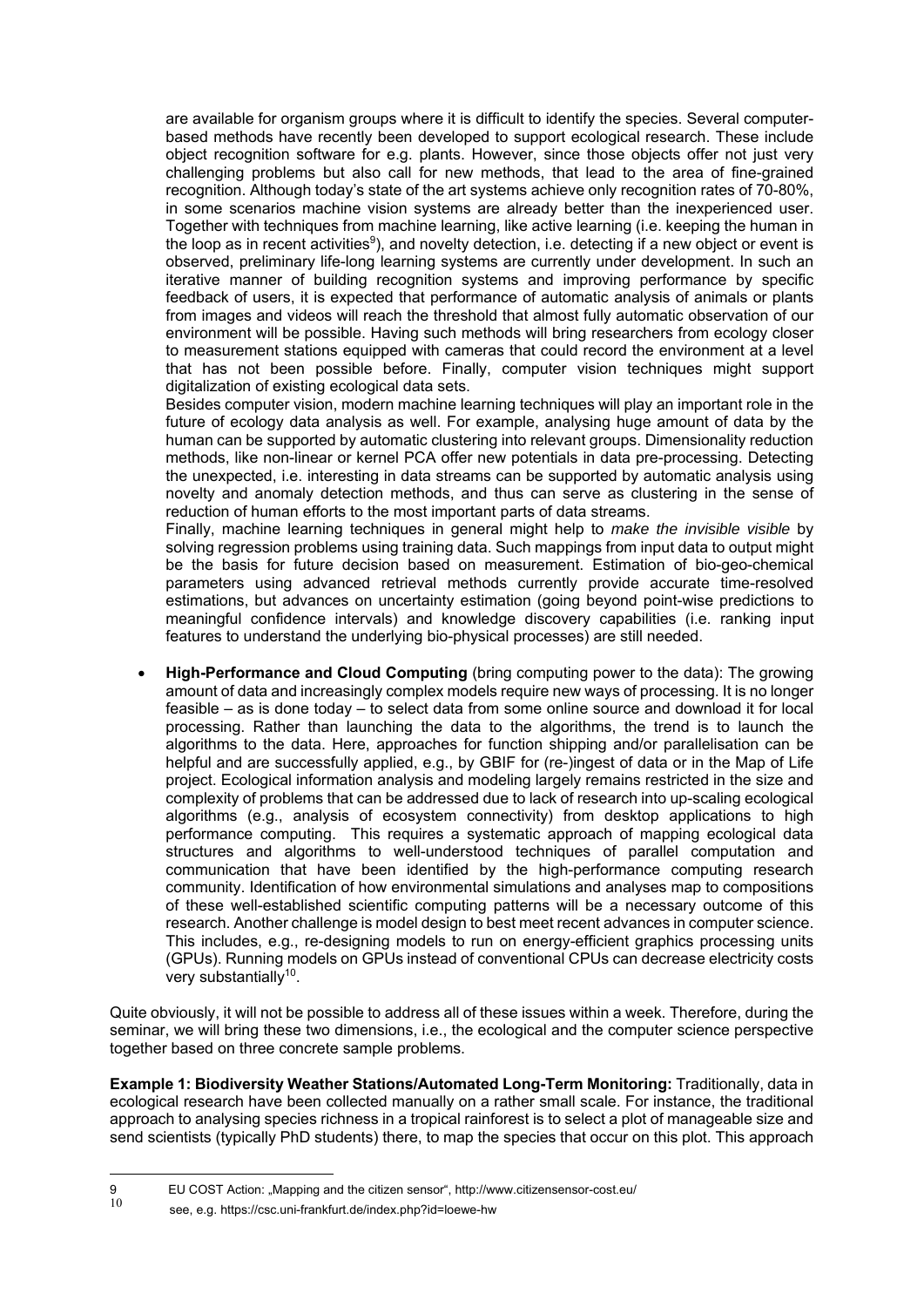are available for organism groups where it is difficult to identify the species. Several computer-based methods have recently been developed to support ecological research. These include object recognition software for e.g. plants. However, since those objects offer not just very challenging problems but also call for new methods, that lead to the area of fine-grained recognition. Although today's state of the art systems achieve only recognition rates of 70-80%, in some scenarios machine vision systems are already better than the inexperienced user. Together with techniques from machine learning, like active learning (i.e. keeping the human in the loop as in recent activities[9]), and novelty detection, i.e. detecting if a new object or event is observed, preliminary life-long learning systems are currently under development. In such an iterative manner of building recognition systems and improving performance by specific feedback of users, it is expected that performance of automatic analysis of animals or plants from images and videos will reach the threshold that almost fully automatic observation of our environment will be possible. Having such methods will bring researchers from ecology closer to measurement stations equipped with cameras that could record the environment at a level that has not been possible before. Finally, computer vision techniques might support digitalization of existing ecological data sets.

Besides computer vision, modern machine learning techniques will play an important role in the future of ecology data analysis as well. For example, analysing huge amount of data by the human can be supported by automatic clustering into relevant groups. Dimensionality reduction methods, like non-linear or kernel PCA offer new potentials in data pre-processing. Detecting the unexpected, i.e. interesting in data streams can be supported by automatic analysis using novelty and anomaly detection methods, and thus can serve as clustering in the sense of reduction of human efforts to the most important parts of data streams.

Finally, machine learning techniques in general might help to *make the invisible visible* by solving regression problems using training data. Such mappings from input data to output might be the basis for future decision based on measurement. Estimation of bio-geo-chemical parameters using advanced retrieval methods currently provide accurate time-resolved estimations, but advances on uncertainty estimation (going beyond point-wise predictions to meaningful confidence intervals) and knowledge discovery capabilities (i.e. ranking input features to understand the underlying bio-physical processes) are still needed.

- **High-Performance and Cloud Computing** (bring computing power to the data): The growing amount of data and increasingly complex models require new ways of processing. It is no longer feasible – as is done today – to select data from some online source and download it for local processing. Rather than launching the data to the algorithms, the trend is to launch the algorithms to the data. Here, approaches for function shipping and/or parallelisation can be helpful and are successfully applied, e.g., by GBIF for (re-)ingest of data or in the Map of Life project. Ecological information analysis and modeling largely remains restricted in the size and complexity of problems that can be addressed due to lack of research into up-scaling ecological algorithms (e.g., analysis of ecosystem connectivity) from desktop applications to high performance computing. This requires a systematic approach of mapping ecological data structures and algorithms to well-understood techniques of parallel computation and communication that have been identified by the high-performance computing research community. Identification of how environmental simulations and analyses map to compositions of these well-established scientific computing patterns will be a necessary outcome of this research. Another challenge is model design to best meet recent advances in computer science. This includes, e.g., re-designing models to run on energy-efficient graphics processing units (GPUs). Running models on GPUs instead of conventional CPUs can decrease electricity costs very substantially[10].

Quite obviously, it will not be possible to address all of these issues within a week. Therefore, during the seminar, we will bring these two dimensions, i.e., the ecological and the computer science perspective together based on three concrete sample problems.

**Example 1: Biodiversity Weather Stations/Automated Long-Term Monitoring:** Traditionally, data in ecological research have been collected manually on a rather small scale. For instance, the traditional approach to analysing species richness in a tropical rainforest is to select a plot of manageable size and send scientists (typically PhD students) there, to map the species that occur on this plot. This approach

---

[9] EU COST Action: „Mapping and the citizen sensor", http://www.citizensensor-cost.eu/

[10] see, e.g. https://csc.uni-frankfurt.de/index.php?id=loewe-hw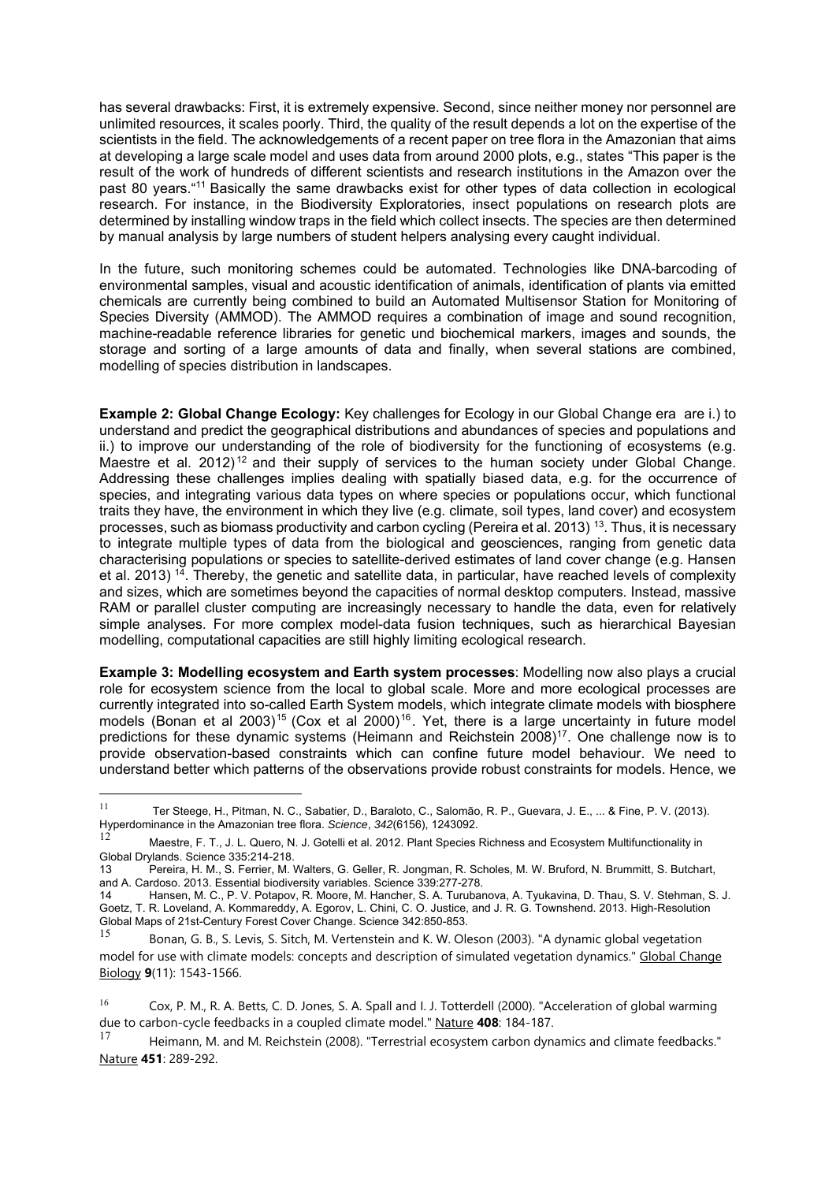has several drawbacks: First, it is extremely expensive. Second, since neither money nor personnel are unlimited resources, it scales poorly. Third, the quality of the result depends a lot on the expertise of the scientists in the field. The acknowledgements of a recent paper on tree flora in the Amazonian that aims at developing a large scale model and uses data from around 2000 plots, e.g., states "This paper is the result of the work of hundreds of different scientists and research institutions in the Amazon over the past 80 years."[11] Basically the same drawbacks exist for other types of data collection in ecological research. For instance, in the Biodiversity Exploratories, insect populations on research plots are determined by installing window traps in the field which collect insects. The species are then determined by manual analysis by large numbers of student helpers analysing every caught individual.

In the future, such monitoring schemes could be automated. Technologies like DNA-barcoding of environmental samples, visual and acoustic identification of animals, identification of plants via emitted chemicals are currently being combined to build an Automated Multisensor Station for Monitoring of Species Diversity (AMMOD). The AMMOD requires a combination of image and sound recognition, machine-readable reference libraries for genetic und biochemical markers, images and sounds, the storage and sorting of a large amounts of data and finally, when several stations are combined, modelling of species distribution in landscapes.

**Example 2: Global Change Ecology:** Key challenges for Ecology in our Global Change era are i.) to understand and predict the geographical distributions and abundances of species and populations and ii.) to improve our understanding of the role of biodiversity for the functioning of ecosystems (e.g. Maestre et al. 2012)[12] and their supply of services to the human society under Global Change. Addressing these challenges implies dealing with spatially biased data, e.g. for the occurrence of species, and integrating various data types on where species or populations occur, which functional traits they have, the environment in which they live (e.g. climate, soil types, land cover) and ecosystem processes, such as biomass productivity and carbon cycling (Pereira et al. 2013) [13]. Thus, it is necessary to integrate multiple types of data from the biological and geosciences, ranging from genetic data characterising populations or species to satellite-derived estimates of land cover change (e.g. Hansen et al. 2013) [14]. Thereby, the genetic and satellite data, in particular, have reached levels of complexity and sizes, which are sometimes beyond the capacities of normal desktop computers. Instead, massive RAM or parallel cluster computing are increasingly necessary to handle the data, even for relatively simple analyses. For more complex model-data fusion techniques, such as hierarchical Bayesian modelling, computational capacities are still highly limiting ecological research.

**Example 3: Modelling ecosystem and Earth system processes**: Modelling now also plays a crucial role for ecosystem science from the local to global scale. More and more ecological processes are currently integrated into so-called Earth System models, which integrate climate models with biosphere models (Bonan et al 2003)[15] (Cox et al 2000)[16]. Yet, there is a large uncertainty in future model predictions for these dynamic systems (Heimann and Reichstein 2008)[17]. One challenge now is to provide observation-based constraints which can confine future model behaviour. We need to understand better which patterns of the observations provide robust constraints for models. Hence, we

---

[11] Ter Steege, H., Pitman, N. C., Sabatier, D., Baraloto, C., Salomão, R. P., Guevara, J. E., ... & Fine, P. V. (2013). Hyperdominance in the Amazonian tree flora. *Science*, *342*(6156), 1243092.

[12] Maestre, F. T., J. L. Quero, N. J. Gotelli et al. 2012. Plant Species Richness and Ecosystem Multifunctionality in Global Drylands. Science 335:214-218.

[13] Pereira, H. M., S. Ferrier, M. Walters, G. Geller, R. Jongman, R. Scholes, M. W. Bruford, N. Brummitt, S. Butchart, and A. Cardoso. 2013. Essential biodiversity variables. Science 339:277-278.

[14] Hansen, M. C., P. V. Potapov, R. Moore, M. Hancher, S. A. Turubanova, A. Tyukavina, D. Thau, S. V. Stehman, S. J. Goetz, T. R. Loveland, A. Kommareddy, A. Egorov, L. Chini, C. O. Justice, and J. R. G. Townshend. 2013. High-Resolution Global Maps of 21st-Century Forest Cover Change. Science 342:850-853.

[15] Bonan, G. B., S. Levis, S. Sitch, M. Vertenstein and K. W. Oleson (2003). "A dynamic global vegetation model for use with climate models: concepts and description of simulated vegetation dynamics." Global Change Biology **9**(11): 1543-1566.

[16] Cox, P. M., R. A. Betts, C. D. Jones, S. A. Spall and I. J. Totterdell (2000). "Acceleration of global warming due to carbon-cycle feedbacks in a coupled climate model." Nature **408**: 184-187.

[17] Heimann, M. and M. Reichstein (2008). "Terrestrial ecosystem carbon dynamics and climate feedbacks." Nature **451**: 289-292.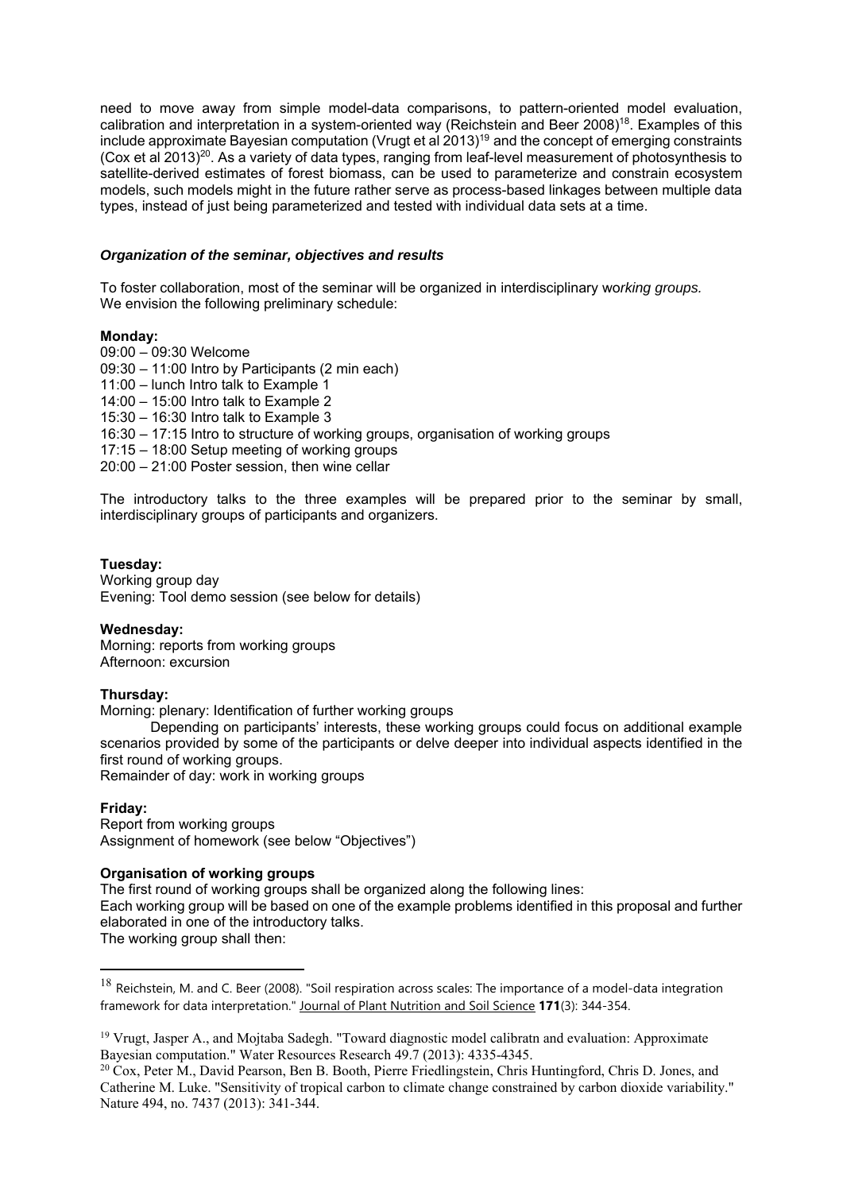need to move away from simple model-data comparisons, to pattern-oriented model evaluation, calibration and interpretation in a system-oriented way (Reichstein and Beer 2008)[18]. Examples of this include approximate Bayesian computation (Vrugt et al 2013)[19] and the concept of emerging constraints (Cox et al 2013)[20]. As a variety of data types, ranging from leaf-level measurement of photosynthesis to satellite-derived estimates of forest biomass, can be used to parameterize and constrain ecosystem models, such models might in the future rather serve as process-based linkages between multiple data types, instead of just being parameterized and tested with individual data sets at a time.

### *Organization of the seminar, objectives and results*

To foster collaboration, most of the seminar will be organized in interdisciplinary wo*rking groups.*
We envision the following preliminary schedule:

**Monday:**
09:00 – 09:30 Welcome
09:30 – 11:00 Intro by Participants (2 min each)
11:00 – lunch Intro talk to Example 1
14:00 – 15:00 Intro talk to Example 2
15:30 – 16:30 Intro talk to Example 3
16:30 – 17:15 Intro to structure of working groups, organisation of working groups
17:15 – 18:00 Setup meeting of working groups
20:00 – 21:00 Poster session, then wine cellar

The introductory talks to the three examples will be prepared prior to the seminar by small, interdisciplinary groups of participants and organizers.

**Tuesday:**
Working group day
Evening: Tool demo session (see below for details)

**Wednesday:**
Morning: reports from working groups
Afternoon: excursion

**Thursday:**
Morning: plenary: Identification of further working groups
Depending on participants' interests, these working groups could focus on additional example scenarios provided by some of the participants or delve deeper into individual aspects identified in the first round of working groups.
Remainder of day: work in working groups

**Friday:**
Report from working groups
Assignment of homework (see below "Objectives")

**Organisation of working groups**
The first round of working groups shall be organized along the following lines:
Each working group will be based on one of the example problems identified in this proposal and further elaborated in one of the introductory talks.
The working group shall then:

---

[18] Reichstein, M. and C. Beer (2008). "Soil respiration across scales: The importance of a model-data integration framework for data interpretation." Journal of Plant Nutrition and Soil Science **171**(3): 344-354.

[19] Vrugt, Jasper A., and Mojtaba Sadegh. "Toward diagnostic model calibratn and evaluation: Approximate Bayesian computation." Water Resources Research 49.7 (2013): 4335-4345.

[20] Cox, Peter M., David Pearson, Ben B. Booth, Pierre Friedlingstein, Chris Huntingford, Chris D. Jones, and Catherine M. Luke. "Sensitivity of tropical carbon to climate change constrained by carbon dioxide variability." Nature 494, no. 7437 (2013): 341-344.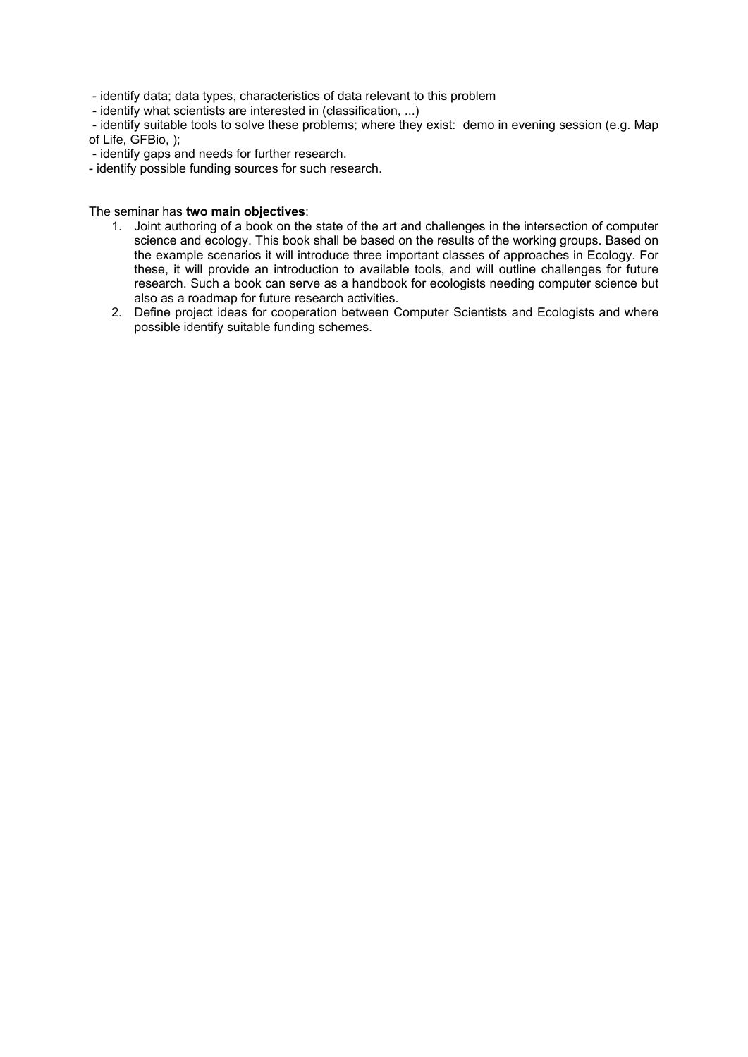- identify data; data types, characteristics of data relevant to this problem
- identify what scientists are interested in (classification, ...)
- identify suitable tools to solve these problems; where they exist: demo in evening session (e.g. Map of Life, GFBio, );
- identify gaps and needs for further research.
- identify possible funding sources for such research.

The seminar has **two main objectives**:

1. Joint authoring of a book on the state of the art and challenges in the intersection of computer science and ecology. This book shall be based on the results of the working groups. Based on the example scenarios it will introduce three important classes of approaches in Ecology. For these, it will provide an introduction to available tools, and will outline challenges for future research. Such a book can serve as a handbook for ecologists needing computer science but also as a roadmap for future research activities.
2. Define project ideas for cooperation between Computer Scientists and Ecologists and where possible identify suitable funding schemes.